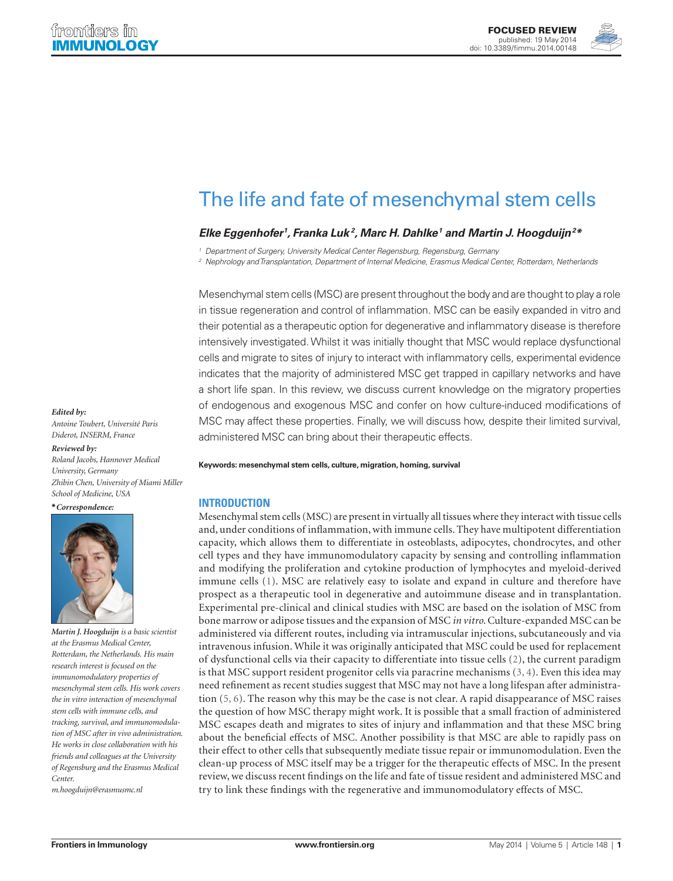# The life and fate of mesenchymal stem cells

***Elke Eggenhofer[1], Franka Luk[2], Marc H. Dahlke[1] and Martin J. Hoogduijn[2]****

[1] Department of Surgery, University Medical Center Regensburg, Regensburg, Germany

[2] Nephrology and Transplantation, Department of Internal Medicine, Erasmus Medical Center, Rotterdam, Netherlands

Mesenchymal stem cells (MSC) are present throughout the body and are thought to play a role in tissue regeneration and control of inflammation. MSC can be easily expanded in vitro and their potential as a therapeutic option for degenerative and inflammatory disease is therefore intensively investigated. Whilst it was initially thought that MSC would replace dysfunctional cells and migrate to sites of injury to interact with inflammatory cells, experimental evidence indicates that the majority of administered MSC get trapped in capillary networks and have a short life span. In this review, we discuss current knowledge on the migratory properties of endogenous and exogenous MSC and confer on how culture-induced modifications of MSC may affect these properties. Finally, we will discuss how, despite their limited survival, administered MSC can bring about their therapeutic effects.

**Keywords: mesenchymal stem cells, culture, migration, homing, survival**

*Edited by:*
*Antoine Toubert, Université Paris Diderot, INSERM, France*

*Reviewed by:*
*Roland Jacobs, Hannover Medical University, Germany*
*Zhibin Chen, University of Miami Miller School of Medicine, USA*

***Correspondence:***

*Martin J. Hoogduijn is a basic scientist at the Erasmus Medical Center, Rotterdam, the Netherlands. His main research interest is focused on the immunomodulatory properties of mesenchymal stem cells. His work covers the in vitro interaction of mesenchymal stem cells with immune cells, and tracking, survival, and immunomodulation of MSC after in vivo administration. He works in close collaboration with his friends and colleagues at the University of Regensburg and the Erasmus Medical Center.*
*m.hoogduijn@erasmusmc.nl*

## INTRODUCTION

Mesenchymal stem cells (MSC) are present in virtually all tissues where they interact with tissue cells and, under conditions of inflammation, with immune cells. They have multipotent differentiation capacity, which allows them to differentiate in osteoblasts, adipocytes, chondrocytes, and other cell types and they have immunomodulatory capacity by sensing and controlling inflammation and modifying the proliferation and cytokine production of lymphocytes and myeloid-derived immune cells (1). MSC are relatively easy to isolate and expand in culture and therefore have prospect as a therapeutic tool in degenerative and autoimmune disease and in transplantation. Experimental pre-clinical and clinical studies with MSC are based on the isolation of MSC from bone marrow or adipose tissues and the expansion of MSC *in vitro*. Culture-expanded MSC can be administered via different routes, including via intramuscular injections, subcutaneously and via intravenous infusion. While it was originally anticipated that MSC could be used for replacement of dysfunctional cells via their capacity to differentiate into tissue cells (2), the current paradigm is that MSC support resident progenitor cells via paracrine mechanisms (3, 4). Even this idea may need refinement as recent studies suggest that MSC may not have a long lifespan after administration (5, 6). The reason why this may be the case is not clear. A rapid disappearance of MSC raises the question of how MSC therapy might work. It is possible that a small fraction of administered MSC escapes death and migrates to sites of injury and inflammation and that these MSC bring about the beneficial effects of MSC. Another possibility is that MSC are able to rapidly pass on their effect to other cells that subsequently mediate tissue repair or immunomodulation. Even the clean-up process of MSC itself may be a trigger for the therapeutic effects of MSC. In the present review, we discuss recent findings on the life and fate of tissue resident and administered MSC and try to link these findings with the regenerative and immunomodulatory effects of MSC.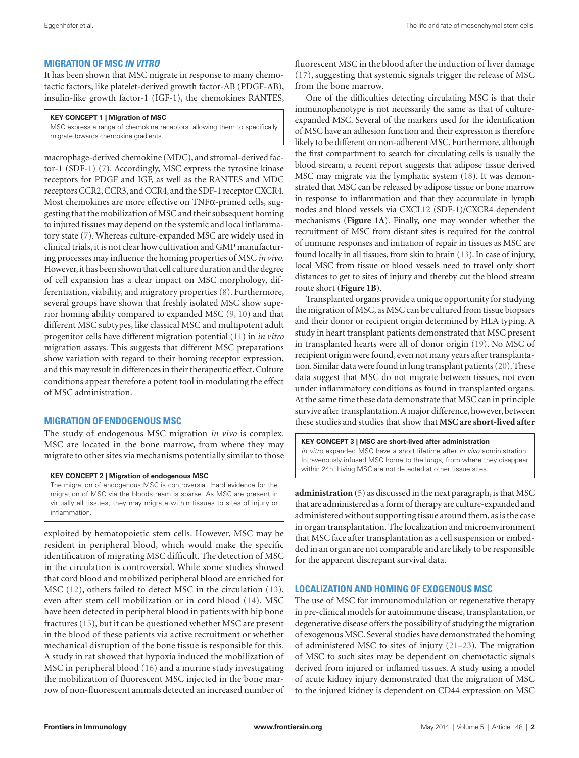## MIGRATION OF MSC *IN VITRO*

It has been shown that MSC migrate in response to many chemotactic factors, like platelet-derived growth factor-AB (PDGF-AB), insulin-like growth factor-1 (IGF-1), the chemokines RANTES, macrophage-derived chemokine (MDC), and stromal-derived factor-1 (SDF-1) (7). Accordingly, MSC express the tyrosine kinase receptors for PDGF and IGF, as well as the RANTES and MDC receptors CCR2, CCR3, and CCR4, and the SDF-1 receptor CXCR4. Most chemokines are more effective on TNFα-primed cells, suggesting that the mobilization of MSC and their subsequent homing to injured tissues may depend on the systemic and local inflammatory state (7). Whereas culture-expanded MSC are widely used in clinical trials, it is not clear how cultivation and GMP manufacturing processes may influence the homing properties of MSC *in vivo*. However, it has been shown that cell culture duration and the degree of cell expansion has a clear impact on MSC morphology, differentiation, viability, and migratory properties (8). Furthermore, several groups have shown that freshly isolated MSC show superior homing ability compared to expanded MSC (9, 10) and that different MSC subtypes, like classical MSC and multipotent adult progenitor cells have different migration potential (11) in *in vitro* migration assays. This suggests that different MSC preparations show variation with regard to their homing receptor expression, and this may result in differences in their therapeutic effect. Culture conditions appear therefore a potent tool in modulating the effect of MSC administration.

**KEY CONCEPT 1 | Migration of MSC**

MSC express a range of chemokine receptors, allowing them to specifically migrate towards chemokine gradients.

## MIGRATION OF ENDOGENOUS MSC

The study of endogenous MSC migration *in vivo* is complex. MSC are located in the bone marrow, from where they may migrate to other sites via mechanisms potentially similar to those exploited by hematopoietic stem cells. However, MSC may be resident in peripheral blood, which would make the specific identification of migrating MSC difficult. The detection of MSC in the circulation is controversial. While some studies showed that cord blood and mobilized peripheral blood are enriched for MSC (12), others failed to detect MSC in the circulation (13), even after stem cell mobilization or in cord blood (14). MSC have been detected in peripheral blood in patients with hip bone fractures (15), but it can be questioned whether MSC are present in the blood of these patients via active recruitment or whether mechanical disruption of the bone tissue is responsible for this. A study in rat showed that hypoxia induced the mobilization of MSC in peripheral blood (16) and a murine study investigating the mobilization of fluorescent MSC injected in the bone marrow of non-fluorescent animals detected an increased number of fluorescent MSC in the blood after the induction of liver damage (17), suggesting that systemic signals trigger the release of MSC from the bone marrow.

**KEY CONCEPT 2 | Migration of endogenous MSC**

The migration of endogenous MSC is controversial. Hard evidence for the migration of MSC via the bloodstream is sparse. As MSC are present in virtually all tissues, they may migrate within tissues to sites of injury or inflammation.

One of the difficulties detecting circulating MSC is that their immunophenotype is not necessarily the same as that of culture-expanded MSC. Several of the markers used for the identification of MSC have an adhesion function and their expression is therefore likely to be different on non-adherent MSC. Furthermore, although the first compartment to search for circulating cells is usually the blood stream, a recent report suggests that adipose tissue derived MSC may migrate via the lymphatic system (18). It was demonstrated that MSC can be released by adipose tissue or bone marrow in response to inflammation and that they accumulate in lymph nodes and blood vessels via CXCL12 (SDF-1)/CXCR4 dependent mechanisms (**Figure 1A**). Finally, one may wonder whether the recruitment of MSC from distant sites is required for the control of immune responses and initiation of repair in tissues as MSC are found locally in all tissues, from skin to brain (13). In case of injury, local MSC from tissue or blood vessels need to travel only short distances to get to sites of injury and thereby cut the blood stream route short (**Figure 1B**).

Transplanted organs provide a unique opportunity for studying the migration of MSC, as MSC can be cultured from tissue biopsies and their donor or recipient origin determined by HLA typing. A study in heart transplant patients demonstrated that MSC present in transplanted hearts were all of donor origin (19). No MSC of recipient origin were found, even not many years after transplantation. Similar data were found in lung transplant patients (20). These data suggest that MSC do not migrate between tissues, not even under inflammatory conditions as found in transplanted organs. At the same time these data demonstrate that MSC can in principle survive after transplantation. A major difference, however, between these studies and studies that show that **MSC are short-lived after administration** (5) as discussed in the next paragraph, is that MSC that are administered as a form of therapy are culture-expanded and administered without supporting tissue around them, as is the case in organ transplantation. The localization and microenvironment that MSC face after transplantation as a cell suspension or embedded in an organ are not comparable and are likely to be responsible for the apparent discrepant survival data.

**KEY CONCEPT 3 | MSC are short-lived after administration**

*In vitro* expanded MSC have a short lifetime after *in vivo* administration. Intravenously infused MSC home to the lungs, from where they disappear within 24h. Living MSC are not detected at other tissue sites.

## LOCALIZATION AND HOMING OF EXOGENOUS MSC

The use of MSC for immunomodulation or regenerative therapy in pre-clinical models for autoimmune disease, transplantation, or degenerative disease offers the possibility of studying the migration of exogenous MSC. Several studies have demonstrated the homing of administered MSC to sites of injury (21–23). The migration of MSC to such sites may be dependent on chemotactic signals derived from injured or inflamed tissues. A study using a model of acute kidney injury demonstrated that the migration of MSC to the injured kidney is dependent on CD44 expression on MSC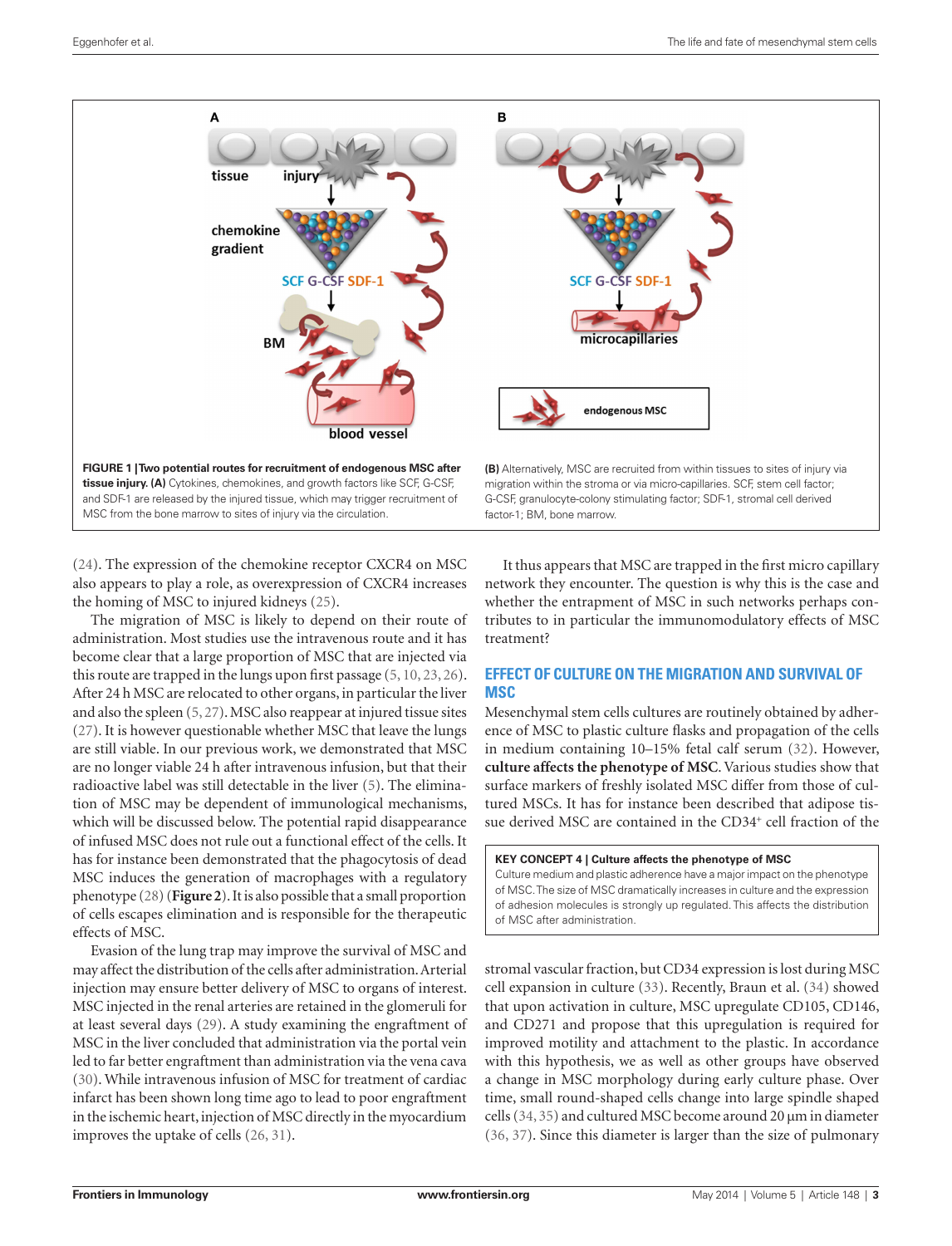**FIGURE 1 | Two potential routes for recruitment of endogenous MSC after tissue injury. (A)** Cytokines, chemokines, and growth factors like SCF, G-CSF, and SDF-1 are released by the injured tissue, which may trigger recruitment of MSC from the bone marrow to sites of injury via the circulation. **(B)** Alternatively, MSC are recruited from within tissues to sites of injury via migration within the stroma or via micro-capillaries. SCF, stem cell factor; G-CSF, granulocyte-colony stimulating factor; SDF-1, stromal cell derived factor-1; BM, bone marrow.

(24). The expression of the chemokine receptor CXCR4 on MSC also appears to play a role, as overexpression of CXCR4 increases the homing of MSC to injured kidneys (25).

The migration of MSC is likely to depend on their route of administration. Most studies use the intravenous route and it has become clear that a large proportion of MSC that are injected via this route are trapped in the lungs upon first passage (5, 10, 23, 26). After 24 h MSC are relocated to other organs, in particular the liver and also the spleen (5, 27). MSC also reappear at injured tissue sites (27). It is however questionable whether MSC that leave the lungs are still viable. In our previous work, we demonstrated that MSC are no longer viable 24 h after intravenous infusion, but that their radioactive label was still detectable in the liver (5). The elimination of MSC may be dependent of immunological mechanisms, which will be discussed below. The potential rapid disappearance of infused MSC does not rule out a functional effect of the cells. It has for instance been demonstrated that the phagocytosis of dead MSC induces the generation of macrophages with a regulatory phenotype (28) (**Figure 2**). It is also possible that a small proportion of cells escapes elimination and is responsible for the therapeutic effects of MSC.

Evasion of the lung trap may improve the survival of MSC and may affect the distribution of the cells after administration. Arterial injection may ensure better delivery of MSC to organs of interest. MSC injected in the renal arteries are retained in the glomeruli for at least several days (29). A study examining the engraftment of MSC in the liver concluded that administration via the portal vein led to far better engraftment than administration via the vena cava (30). While intravenous infusion of MSC for treatment of cardiac infarct has been shown long time ago to lead to poor engraftment in the ischemic heart, injection of MSC directly in the myocardium improves the uptake of cells (26, 31).

It thus appears that MSC are trapped in the first micro capillary network they encounter. The question is why this is the case and whether the entrapment of MSC in such networks perhaps contributes to in particular the immunomodulatory effects of MSC treatment?

## EFFECT OF CULTURE ON THE MIGRATION AND SURVIVAL OF MSC

Mesenchymal stem cells cultures are routinely obtained by adherence of MSC to plastic culture flasks and propagation of the cells in medium containing 10–15% fetal calf serum (32). However, **culture affects the phenotype of MSC**. Various studies show that surface markers of freshly isolated MSC differ from those of cultured MSCs. It has for instance been described that adipose tissue derived MSC are contained in the CD34$^+$ cell fraction of the stromal vascular fraction, but CD34 expression is lost during MSC cell expansion in culture (33). Recently, Braun et al. (34) showed that upon activation in culture, MSC upregulate CD105, CD146, and CD271 and propose that this upregulation is required for improved motility and attachment to the plastic. In accordance with this hypothesis, we as well as other groups have observed a change in MSC morphology during early culture phase. Over time, small round-shaped cells change into large spindle shaped cells (34, 35) and cultured MSC become around 20 μm in diameter (36, 37). Since this diameter is larger than the size of pulmonary

> **KEY CONCEPT 4 | Culture affects the phenotype of MSC**
>
> Culture medium and plastic adherence have a major impact on the phenotype of MSC. The size of MSC dramatically increases in culture and the expression of adhesion molecules is strongly up regulated. This affects the distribution of MSC after administration.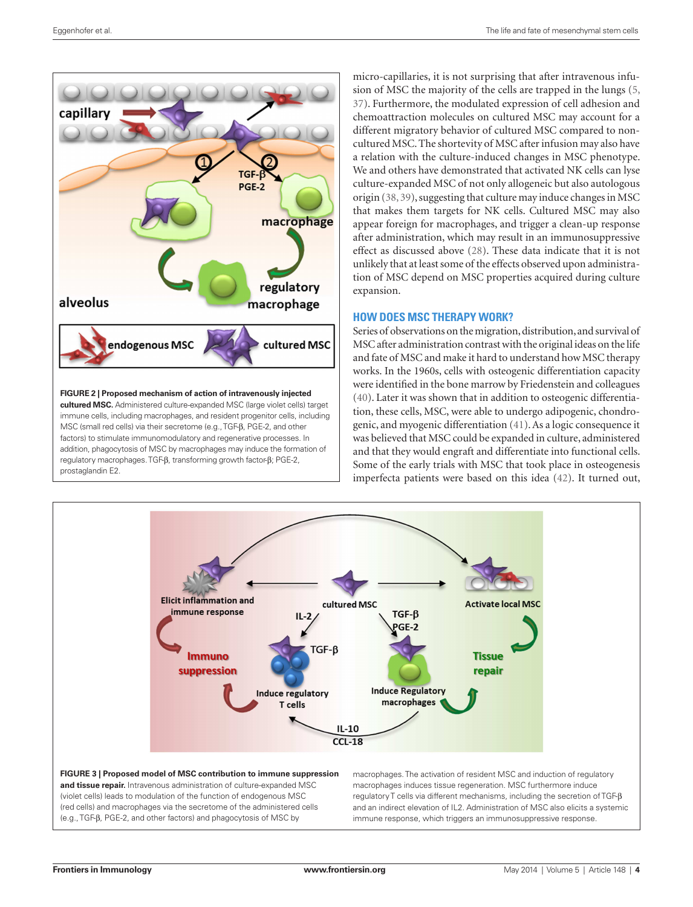FIGURE 2 | Proposed mechanism of action of intravenously injected cultured MSC. Administered culture-expanded MSC (large violet cells) target immune cells, including macrophages, and resident progenitor cells, including MSC (small red cells) via their secretome (e.g., TGF-β, PGE-2, and other factors) to stimulate immunomodulatory and regenerative processes. In addition, phagocytosis of MSC by macrophages may induce the formation of regulatory macrophages. TGF-β, transforming growth factor-β; PGE-2, prostaglandin E2.

micro-capillaries, it is not surprising that after intravenous infusion of MSC the majority of the cells are trapped in the lungs (5, 37). Furthermore, the modulated expression of cell adhesion and chemoattraction molecules on cultured MSC may account for a different migratory behavior of cultured MSC compared to non-cultured MSC. The shortevity of MSC after infusion may also have a relation with the culture-induced changes in MSC phenotype. We and others have demonstrated that activated NK cells can lyse culture-expanded MSC of not only allogeneic but also autologous origin (38, 39), suggesting that culture may induce changes in MSC that makes them targets for NK cells. Cultured MSC may also appear foreign for macrophages, and trigger a clean-up response after administration, which may result in an immunosuppressive effect as discussed above (28). These data indicate that it is not unlikely that at least some of the effects observed upon administration of MSC depend on MSC properties acquired during culture expansion.

## HOW DOES MSC THERAPY WORK?

Series of observations on the migration, distribution, and survival of MSC after administration contrast with the original ideas on the life and fate of MSC and make it hard to understand how MSC therapy works. In the 1960s, cells with osteogenic differentiation capacity were identified in the bone marrow by Friedenstein and colleagues (40). Later it was shown that in addition to osteogenic differentiation, these cells, MSC, were able to undergo adipogenic, chondrogenic, and myogenic differentiation (41). As a logic consequence it was believed that MSC could be expanded in culture, administered and that they would engraft and differentiate into functional cells. Some of the early trials with MSC that took place in osteogenesis imperfecta patients were based on this idea (42). It turned out,

FIGURE 3 | Proposed model of MSC contribution to immune suppression and tissue repair. Intravenous administration of culture-expanded MSC (violet cells) leads to modulation of the function of endogenous MSC (red cells) and macrophages via the secretome of the administered cells (e.g., TGF-β, PGE-2, and other factors) and phagocytosis of MSC by macrophages. The activation of resident MSC and induction of regulatory macrophages induces tissue regeneration. MSC furthermore induce regulatory T cells via different mechanisms, including the secretion of TGF-β and an indirect elevation of IL2. Administration of MSC also elicits a systemic immune response, which triggers an immunosuppressive response.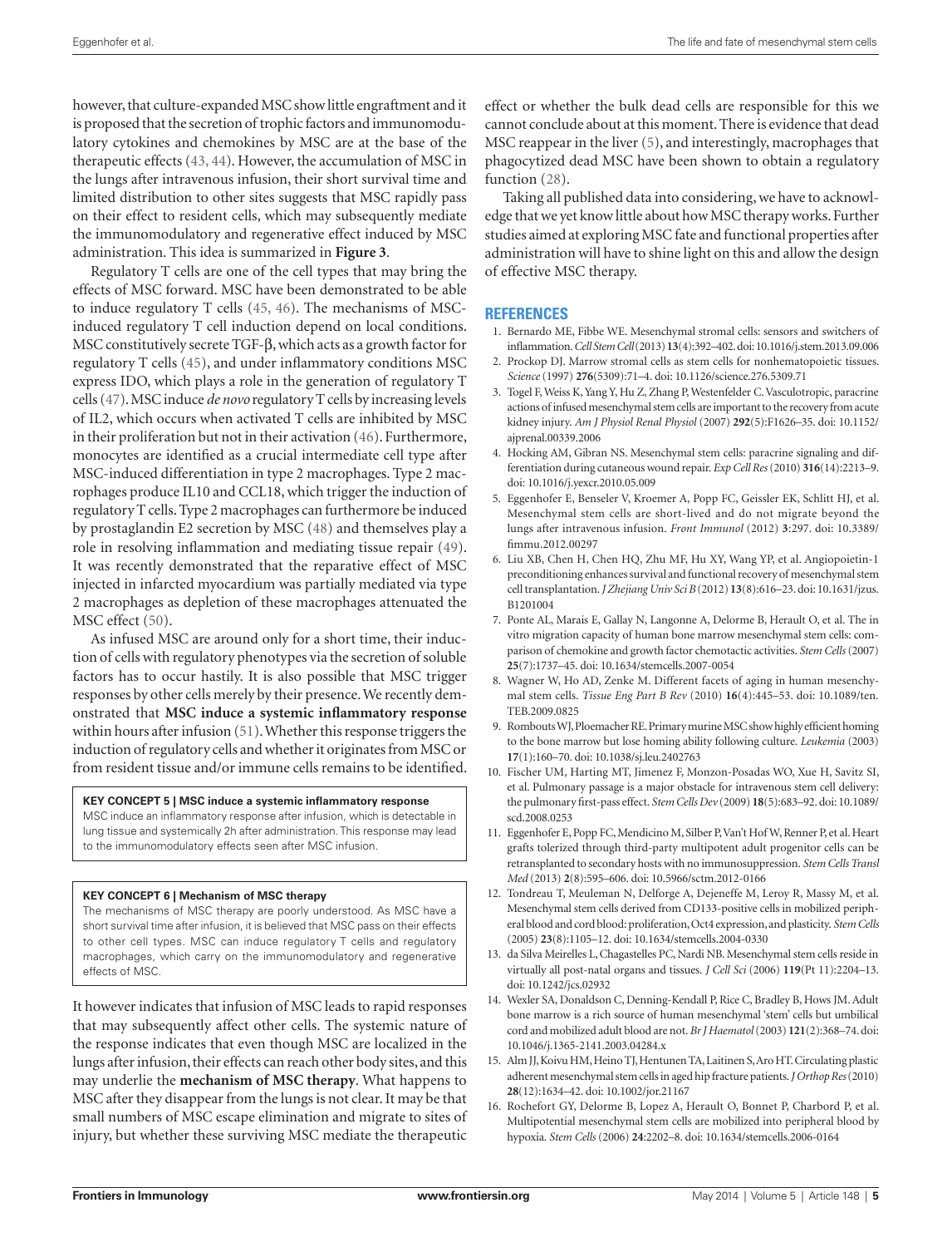however, that culture-expanded MSC show little engraftment and it is proposed that the secretion of trophic factors and immunomodulatory cytokines and chemokines by MSC are at the base of the therapeutic effects (43, 44). However, the accumulation of MSC in the lungs after intravenous infusion, their short survival time and limited distribution to other sites suggests that MSC rapidly pass on their effect to resident cells, which may subsequently mediate the immunomodulatory and regenerative effect induced by MSC administration. This idea is summarized in **Figure 3**.

Regulatory T cells are one of the cell types that may bring the effects of MSC forward. MSC have been demonstrated to be able to induce regulatory T cells (45, 46). The mechanisms of MSC-induced regulatory T cell induction depend on local conditions. MSC constitutively secrete TGF-β, which acts as a growth factor for regulatory T cells (45), and under inflammatory conditions MSC express IDO, which plays a role in the generation of regulatory T cells (47). MSC induce *de novo* regulatory T cells by increasing levels of IL2, which occurs when activated T cells are inhibited by MSC in their proliferation but not in their activation (46). Furthermore, monocytes are identified as a crucial intermediate cell type after MSC-induced differentiation in type 2 macrophages. Type 2 macrophages produce IL10 and CCL18, which trigger the induction of regulatory T cells. Type 2 macrophages can furthermore be induced by prostaglandin E2 secretion by MSC (48) and themselves play a role in resolving inflammation and mediating tissue repair (49). It was recently demonstrated that the reparative effect of MSC injected in infarcted myocardium was partially mediated via type 2 macrophages as depletion of these macrophages attenuated the MSC effect (50).

As infused MSC are around only for a short time, their induction of cells with regulatory phenotypes via the secretion of soluble factors has to occur hastily. It is also possible that MSC trigger responses by other cells merely by their presence. We recently demonstrated that **MSC induce a systemic inflammatory response** within hours after infusion (51). Whether this response triggers the induction of regulatory cells and whether it originates from MSC or from resident tissue and/or immune cells remains to be identified.

> **KEY CONCEPT 5 | MSC induce a systemic inflammatory response**
> MSC induce an inflammatory response after infusion, which is detectable in lung tissue and systemically 2h after administration. This response may lead to the immunomodulatory effects seen after MSC infusion.

> **KEY CONCEPT 6 | Mechanism of MSC therapy**
> The mechanisms of MSC therapy are poorly understood. As MSC have a short survival time after infusion, it is believed that MSC pass on their effects to other cell types. MSC can induce regulatory T cells and regulatory macrophages, which carry on the immunomodulatory and regenerative effects of MSC.

It however indicates that infusion of MSC leads to rapid responses that may subsequently affect other cells. The systemic nature of the response indicates that even though MSC are localized in the lungs after infusion, their effects can reach other body sites, and this may underlie the **mechanism of MSC therapy**. What happens to MSC after they disappear from the lungs is not clear. It may be that small numbers of MSC escape elimination and migrate to sites of injury, but whether these surviving MSC mediate the therapeutic effect or whether the bulk dead cells are responsible for this we cannot conclude about at this moment. There is evidence that dead MSC reappear in the liver (5), and interestingly, macrophages that phagocytized dead MSC have been shown to obtain a regulatory function (28).

Taking all published data into considering, we have to acknowledge that we yet know little about how MSC therapy works. Further studies aimed at exploring MSC fate and functional properties after administration will have to shine light on this and allow the design of effective MSC therapy.

## REFERENCES

1. Bernardo ME, Fibbe WE. Mesenchymal stromal cells: sensors and switchers of inflammation. *Cell Stem Cell* (2013) **13**(4):392–402. doi:10.1016/j.stem.2013.09.006
2. Prockop DJ. Marrow stromal cells as stem cells for nonhematopoietic tissues. *Science* (1997) **276**(5309):71–4. doi: 10.1126/science.276.5309.71
3. Togel F, Weiss K, Yang Y, Hu Z, Zhang P, Westenfelder C. Vasculotropic, paracrine actions of infused mesenchymal stem cells are important to the recovery from acute kidney injury. *Am J Physiol Renal Physiol* (2007) **292**(5):F1626–35. doi: 10.1152/ajprenal.00339.2006
4. Hocking AM, Gibran NS. Mesenchymal stem cells: paracrine signaling and differentiation during cutaneous wound repair. *Exp Cell Res* (2010) **316**(14):2213–9. doi: 10.1016/j.yexcr.2010.05.009
5. Eggenhofer E, Benseler V, Kroemer A, Popp FC, Geissler EK, Schlitt HJ, et al. Mesenchymal stem cells are short-lived and do not migrate beyond the lungs after intravenous infusion. *Front Immunol* (2012) **3**:297. doi: 10.3389/fimmu.2012.00297
6. Liu XB, Chen H, Chen HQ, Zhu MF, Hu XY, Wang YP, et al. Angiopoietin-1 preconditioning enhances survival and functional recovery of mesenchymal stem cell transplantation. *J Zhejiang Univ Sci B* (2012) **13**(8):616–23. doi: 10.1631/jzus.B1201004
7. Ponte AL, Marais E, Gallay N, Langonne A, Delorme B, Herault O, et al. The in vitro migration capacity of human bone marrow mesenchymal stem cells: comparison of chemokine and growth factor chemotactic activities. *Stem Cells* (2007) **25**(7):1737–45. doi: 10.1634/stemcells.2007-0054
8. Wagner W, Ho AD, Zenke M. Different facets of aging in human mesenchymal stem cells. *Tissue Eng Part B Rev* (2010) **16**(4):445–53. doi: 10.1089/ten.TEB.2009.0825
9. Rombouts WJ, Ploemacher RE. Primary murine MSC show highly efficient homing to the bone marrow but lose homing ability following culture. *Leukemia* (2003) **17**(1):160–70. doi: 10.1038/sj.leu.2402763
10. Fischer UM, Harting MT, Jimenez F, Monzon-Posadas WO, Xue H, Savitz SI, et al. Pulmonary passage is a major obstacle for intravenous stem cell delivery: the pulmonary first-pass effect. *Stem Cells Dev* (2009) **18**(5):683–92. doi: 10.1089/scd.2008.0253
11. Eggenhofer E, Popp FC, Mendicino M, Silber P, Van't Hof W, Renner P, et al. Heart grafts tolerized through third-party multipotent adult progenitor cells can be retransplanted to secondary hosts with no immunosuppression. *Stem Cells Transl Med* (2013) **2**(8):595–606. doi: 10.5966/sctm.2012-0166
12. Tondreau T, Meuleman N, Delforge A, Dejeneffe M, Leroy R, Massy M, et al. Mesenchymal stem cells derived from CD133-positive cells in mobilized peripheral blood and cord blood: proliferation, Oct4 expression, and plasticity. *Stem Cells* (2005) **23**(8):1105–12. doi: 10.1634/stemcells.2004-0330
13. da Silva Meirelles L, Chagastelles PC, Nardi NB. Mesenchymal stem cells reside in virtually all post-natal organs and tissues. *J Cell Sci* (2006) **119**(Pt 11):2204–13. doi: 10.1242/jcs.02932
14. Wexler SA, Donaldson C, Denning-Kendall P, Rice C, Bradley B, Hows JM. Adult bone marrow is a rich source of human mesenchymal 'stem' cells but umbilical cord and mobilized adult blood are not. *Br J Haematol* (2003) **121**(2):368–74. doi: 10.1046/j.1365-2141.2003.04284.x
15. Alm JJ, Koivu HM, Heino TJ, Hentunen TA, Laitinen S, Aro HT. Circulating plastic adherent mesenchymal stem cells in aged hip fracture patients. *J Orthop Res* (2010) **28**(12):1634–42. doi: 10.1002/jor.21167
16. Rochefort GY, Delorme B, Lopez A, Herault O, Bonnet P, Charbord P, et al. Multipotential mesenchymal stem cells are mobilized into peripheral blood by hypoxia. *Stem Cells* (2006) **24**:2202–8. doi: 10.1634/stemcells.2006-0164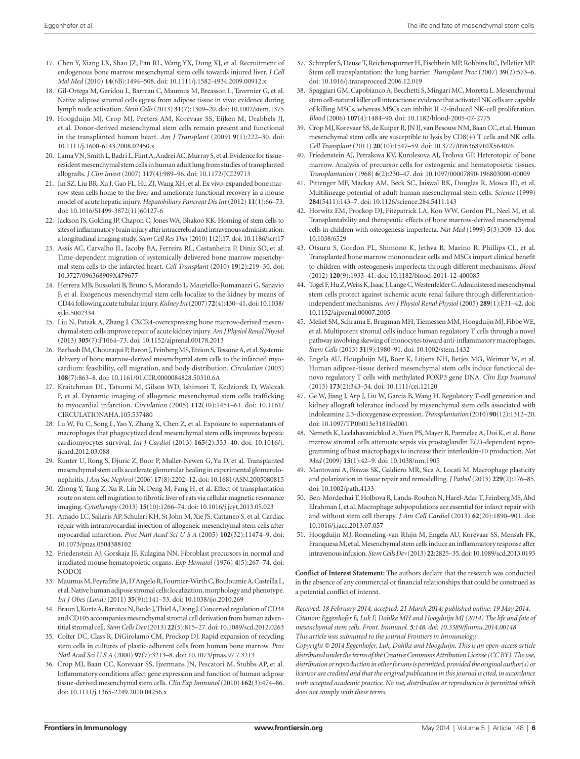17. Chen Y, Xiang LX, Shao JZ, Pan RL, Wang YX, Dong XJ, et al. Recruitment of endogenous bone marrow mesenchymal stem cells towards injured liver. *J Cell Mol Med* (2010) **14**(6B):1494–508. doi: 10.1111/j.1582-4934.2009.00912.x
18. Gil-Ortega M, Garidou L, Barreau C, Maumus M, Breasson L, Tavernier G, et al. Native adipose stromal cells egress from adipose tissue in vivo: evidence during lymph node activation. *Stem Cells* (2013) **31**(7):1309–20. doi: 10.1002/stem.1375
19. Hoogduijn MJ, Crop MJ, Peeters AM, Korevaar SS, Eijken M, Drabbels JJ, et al. Donor-derived mesenchymal stem cells remain present and functional in the transplanted human heart. *Am J Transplant* (2009) **9**(1):222–30. doi: 10.1111/j.1600-6143.2008.02450.x
20. Lama VN, Smith L, Badri L, Flint A, Andrei AC, Murray S, et al. Evidence for tissue-resident mesenchymal stem cells in human adult lung from studies of transplanted allografts. *J Clin Invest* (2007) **117**(4):989–96. doi: 10.1172/JCI29713
21. Jin SZ, Liu BR, Xu J, Gao FL, Hu ZJ, Wang XH, et al. Ex vivo-expanded bone marrow stem cells home to the liver and ameliorate functional recovery in a mouse model of acute hepatic injury. *Hepatobiliary Pancreat Dis Int* (2012) **11**(1):66–73. doi: 10.1016/S1499-3872(11)60127-6
22. Jackson JS, Golding JP, Chapon C, Jones WA, Bhakoo KK. Homing of stem cells to sites of inflammatory brain injury after intracerebral and intravenous administration: a longitudinal imaging study. *Stem Cell Res Ther* (2010) **1**(2):17. doi: 10.1186/scrt17
23. Assis AC, Carvalho JL, Jacoby BA, Ferreira RL, Castanheira P, Diniz SO, et al. Time-dependent migration of systemically delivered bone marrow mesenchymal stem cells to the infarcted heart. *Cell Transplant* (2010) **19**(2):219–30. doi: 10.3727/096368909X479677
24. Herrera MB, Bussolati B, Bruno S, Morando L, Mauriello-Romanazzi G, Sanavio F, et al. Exogenous mesenchymal stem cells localize to the kidney by means of CD44 following acute tubular injury. *Kidney Int* (2007) **72**(4):430–41. doi: 10.1038/sj.ki.5002334
25. Liu N, Patzak A, Zhang J. CXCR4-overexpressing bone marrow-derived mesenchymal stem cells improve repair of acute kidney injury. *Am J Physiol Renal Physiol* (2013) **305**(7):F1064–73. doi: 10.1152/ajprenal.00178.2013
26. Barbash IM, Chouraqui P, Baron J, Feinberg MS, Etzion S, Tessone A, et al. Systemic delivery of bone marrow-derived mesenchymal stem cells to the infarcted myocardium: feasibility, cell migration, and body distribution. *Circulation* (2003) **108**(7):863–8. doi: 10.1161/01.CIR.0000084828.50310.6A
27. Kraitchman DL, Tatsumi M, Gilson WD, Ishimori T, Kedziorek D, Walczak P, et al. Dynamic imaging of allogeneic mesenchymal stem cells trafficking to myocardial infarction. *Circulation* (2005) **112**(10):1451–61. doi: 10.1161/CIRCULATIONAHA.105.537480
28. Lu W, Fu C, Song L, Yao Y, Zhang X, Chen Z, et al. Exposure to supernatants of macrophages that phagocytized dead mesenchymal stem cells improves hypoxic cardiomyocytes survival. *Int J Cardiol* (2013) **165**(2):333–40. doi: 10.1016/j.ijcard.2012.03.088
29. Kunter U, Rong S, Djuric Z, Boor P, Muller-Newen G, Yu D, et al. Transplanted mesenchymal stem cells accelerate glomerular healing in experimental glomerulonephritis. *J Am Soc Nephrol* (2006) **17**(8):2202–12. doi: 10.1681/ASN.2005080815
30. Zhong Y, Tang Z, Xu R, Lin N, Deng M, Fang H, et al. Effect of transplantation route on stem cell migration to fibrotic liver of rats via cellular magnetic resonance imaging. *Cytotherapy* (2013) **15**(10):1266–74. doi: 10.1016/j.jcyt.2013.05.023
31. Amado LC, Saliaris AP, Schuleri KH, St John M, Xie JS, Cattaneo S, et al. Cardiac repair with intramyocardial injection of allogeneic mesenchymal stem cells after myocardial infarction. *Proc Natl Acad Sci U S A* (2005) **102**(32):11474–9. doi: 10.1073/pnas.0504388102
32. Friedenstein AJ, Gorskaja JF, Kulagina NN. Fibroblast precursors in normal and irradiated mouse hematopoietic organs. *Exp Hematol* (1976) **4**(5):267–74. doi: NODOI
33. Maumus M, Peyrafitte JA, D'Angelo R, Fournier-Wirth C, Bouloumie A, Casteilla L, et al. Native human adipose stromal cells: localization, morphology and phenotype. *Int J Obes (Lond)* (2011) **35**(9):1141–53. doi: 10.1038/ijo.2010.269
34. Braun J, Kurtz A, Barutcu N, Bodo J, Thiel A, Dong J. Concerted regulation of CD34 and CD105 accompanies mesenchymal stromal cell derivation from human adventitial stromal cell. *Stem Cells Dev* (2013) **22**(5):815–27. doi: 10.1089/scd.2012.0263
35. Colter DC, Class R, DiGirolamo CM, Prockop DJ. Rapid expansion of recycling stem cells in cultures of plastic-adherent cells from human bone marrow. *Proc Natl Acad Sci U S A* (2000) **97**(7):3213–8. doi: 10.1073/pnas.97.7.3213
36. Crop MJ, Baan CC, Korevaar SS, Ijzermans JN, Pescatori M, Stubbs AP, et al. Inflammatory conditions affect gene expression and function of human adipose tissue-derived mesenchymal stem cells. *Clin Exp Immunol* (2010) **162**(3):474–86. doi: 10.1111/j.1365-2249.2010.04256.x
37. Schrepfer S, Deuse T, Reichenspurner H, Fischbein MP, Robbins RC, Pelletier MP. Stem cell transplantation: the lung barrier. *Transplant Proc* (2007) **39**(2):573–6. doi: 10.1016/j.transproceed.2006.12.019
38. Spaggiari GM, Capobianco A, Becchetti S, Mingari MC, Moretta L. Mesenchymal stem cell-natural killer cell interactions: evidence that activated NK cells are capable of killing MSCs, whereas MSCs can inhibit IL-2-induced NK-cell proliferation. *Blood* (2006) **107**(4):1484–90. doi: 10.1182/blood-2005-07-2775
39. Crop MJ, Korevaar SS, de Kuiper R, JN IJ, van Besouw NM, Baan CC, et al. Human mesenchymal stem cells are susceptible to lysis by CD8(+) T cells and NK cells. *Cell Transplant* (2011) **20**(10):1547–59. doi: 10.3727/096368910X564076
40. Friedenstein AJ, Petrakova KV, Kurolesova AI, Frolova GP. Heterotopic of bone marrow. Analysis of precursor cells for osteogenic and hematopoietic tissues. *Transplantation* (1968) **6**(2):230–47. doi: 10.1097/00007890-196803000-00009
41. Pittenger MF, Mackay AM, Beck SC, Jaiswal RK, Douglas R, Mosca JD, et al. Multilineage potential of adult human mesenchymal stem cells. *Science* (1999) **284**(5411):143–7. doi: 10.1126/science.284.5411.143
42. Horwitz EM, Prockop DJ, Fitzpatrick LA, Koo WW, Gordon PL, Neel M, et al. Transplantability and therapeutic effects of bone marrow-derived mesenchymal cells in children with osteogenesis imperfecta. *Nat Med* (1999) **5**(3):309–13. doi: 10.1038/6529
43. Otsuru S, Gordon PL, Shimono K, Jethva R, Marino R, Phillips CL, et al. Transplanted bone marrow mononuclear cells and MSCs impart clinical benefit to children with osteogenesis imperfecta through different mechanisms. *Blood* (2012) **120**(9):1933–41. doi: 10.1182/blood-2011-12-400085
44. Togel F, Hu Z, Weiss K, Isaac J, Lange C, Westenfelder C. Administered mesenchymal stem cells protect against ischemic acute renal failure through differentiation-independent mechanisms. *Am J Physiol Renal Physiol* (2005) **289**(1):F31–42. doi: 10.1152/ajprenal.00007.2005
45. Melief SM, Schrama E, Brugman MH, Tiemessen MM, Hoogduijn MJ, Fibbe WE, et al. Multipotent stromal cells induce human regulatory T cells through a novel pathway involving skewing of monocytes toward anti-inflammatory macrophages. *Stem Cells* (2013) **31**(9):1980–91. doi: 10.1002/stem.1432
46. Engela AU, Hoogduijn MJ, Boer K, Litjens NH, Betjes MG, Weimar W, et al. Human adipose-tissue derived mesenchymal stem cells induce functional de-novo regulatory T cells with methylated FOXP3 gene DNA. *Clin Exp Immunol* (2013) **173**(2):343–54. doi: 10.1111/cei.12120
47. Ge W, Jiang J, Arp J, Liu W, Garcia B, Wang H. Regulatory T-cell generation and kidney allograft tolerance induced by mesenchymal stem cells associated with indoleamine 2,3-dioxygenase expression. *Transplantation* (2010) **90**(12):1312–20. doi: 10.1097/TP.0b013e3181fed001
48. Nemeth K, Leelahavanichkul A, Yuen PS, Mayer B, Parmelee A, Doi K, et al. Bone marrow stromal cells attenuate sepsis via prostaglandin E(2)-dependent reprogramming of host macrophages to increase their interleukin-10 production. *Nat Med* (2009) **15**(1):42–9. doi: 10.1038/nm.1905
49. Mantovani A, Biswas SK, Galdiero MR, Sica A, Locati M. Macrophage plasticity and polarization in tissue repair and remodelling. *J Pathol* (2013) **229**(2):176–85. doi: 10.1002/path.4133
50. Ben-Mordechai T, Holbova R, Landa-Rouben N, Harel-Adar T, Feinberg MS, Abd Elrahman I, et al. Macrophage subpopulations are essential for infarct repair with and without stem cell therapy. *J Am Coll Cardiol* (2013) **62**(20):1890–901. doi: 10.1016/j.jacc.2013.07.057
51. Hoogduijn MJ, Roemeling-van Rhijn M, Engela AU, Korevaar SS, Mensah FK, Franquesa M, et al. Mesenchymal stem cells induce an inflammatory response after intravenous infusion. *Stem Cells Dev* (2013) **22**:2825–35. doi: 10.1089/scd.2013.0193

**Conflict of Interest Statement:** The authors declare that the research was conducted in the absence of any commercial or financial relationships that could be construed as a potential conflict of interest.

*Received: 18 February 2014; accepted: 21 March 2014; published online: 19 May 2014.*
*Citation: Eggenhofer E, Luk F, Dahlke MH and Hoogduijn MJ (2014) The life and fate of mesenchymal stem cells. Front. Immunol. 5:148. doi: 10.3389/fimmu.2014.00148*
*This article was submitted to the journal Frontiers in Immunology.*
*Copyright © 2014 Eggenhofer, Luk, Dahlke and Hoogduijn. This is an open-access article distributed under the terms of the Creative Commons Attribution License (CC BY). The use, distribution or reproduction in other forums is permitted, provided the original author(s) or licensor are credited and that the original publication in this journal is cited, in accordance with accepted academic practice. No use, distribution or reproduction is permitted which does not comply with these terms.*